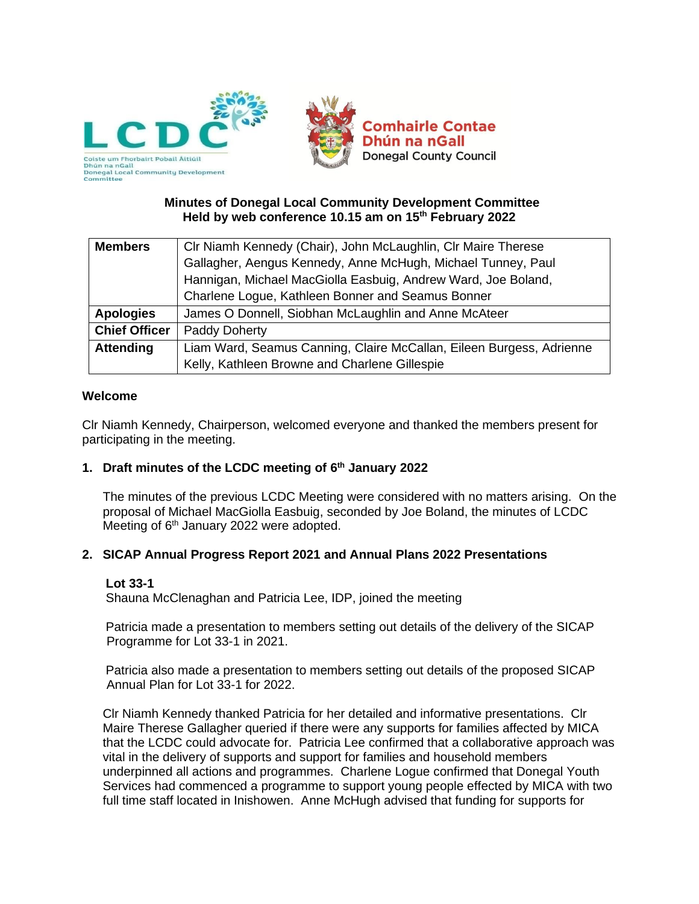# Minutes of Donegal Local Community Development Committee
## Held by web conference 10.15 am on 15th February 2022

| **Members** | Clr Niamh Kennedy (Chair), John McLaughlin, Clr Maire Therese Gallagher, Aengus Kennedy, Anne McHugh, Michael Tunney, Paul Hannigan, Michael MacGiolla Easbuig, Andrew Ward, Joe Boland, Charlene Logue, Kathleen Bonner and Seamus Bonner |
|---|---|
| **Apologies** | James O Donnell, Siobhan McLaughlin and Anne McAteer |
| **Chief Officer** | Paddy Doherty |
| **Attending** | Liam Ward, Seamus Canning, Claire McCallan, Eileen Burgess, Adrienne Kelly, Kathleen Browne and Charlene Gillespie |

### Welcome

Clr Niamh Kennedy, Chairperson, welcomed everyone and thanked the members present for participating in the meeting.

### 1. Draft minutes of the LCDC meeting of 6th January 2022

The minutes of the previous LCDC Meeting were considered with no matters arising. On the proposal of Michael MacGiolla Easbuig, seconded by Joe Boland, the minutes of LCDC Meeting of 6th January 2022 were adopted.

### 2. SICAP Annual Progress Report 2021 and Annual Plans 2022 Presentations

**Lot 33-1**
Shauna McClenaghan and Patricia Lee, IDP, joined the meeting

Patricia made a presentation to members setting out details of the delivery of the SICAP Programme for Lot 33-1 in 2021.

Patricia also made a presentation to members setting out details of the proposed SICAP Annual Plan for Lot 33-1 for 2022.

Clr Niamh Kennedy thanked Patricia for her detailed and informative presentations. Clr Maire Therese Gallagher queried if there were any supports for families affected by MICA that the LCDC could advocate for. Patricia Lee confirmed that a collaborative approach was vital in the delivery of supports and support for families and household members underpinned all actions and programmes. Charlene Logue confirmed that Donegal Youth Services had commenced a programme to support young people effected by MICA with two full time staff located in Inishowen. Anne McHugh advised that funding for supports for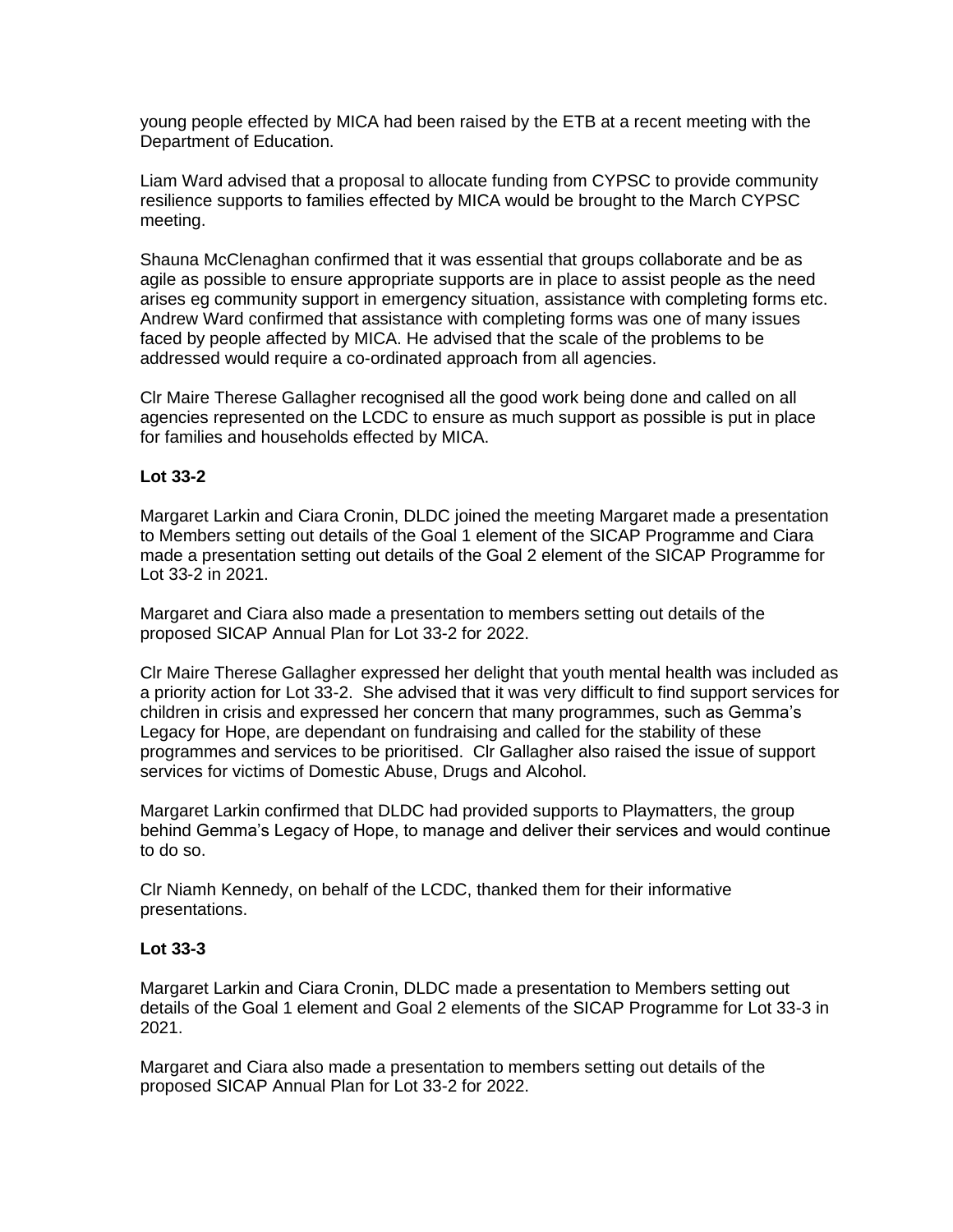young people effected by MICA had been raised by the ETB at a recent meeting with the Department of Education.

Liam Ward advised that a proposal to allocate funding from CYPSC to provide community resilience supports to families effected by MICA would be brought to the March CYPSC meeting.

Shauna McClenaghan confirmed that it was essential that groups collaborate and be as agile as possible to ensure appropriate supports are in place to assist people as the need arises eg community support in emergency situation, assistance with completing forms etc. Andrew Ward confirmed that assistance with completing forms was one of many issues faced by people affected by MICA. He advised that the scale of the problems to be addressed would require a co-ordinated approach from all agencies.

Clr Maire Therese Gallagher recognised all the good work being done and called on all agencies represented on the LCDC to ensure as much support as possible is put in place for families and households effected by MICA.

**Lot 33-2**

Margaret Larkin and Ciara Cronin, DLDC joined the meeting Margaret made a presentation to Members setting out details of the Goal 1 element of the SICAP Programme and Ciara made a presentation setting out details of the Goal 2 element of the SICAP Programme for Lot 33-2 in 2021.

Margaret and Ciara also made a presentation to members setting out details of the proposed SICAP Annual Plan for Lot 33-2 for 2022.

Clr Maire Therese Gallagher expressed her delight that youth mental health was included as a priority action for Lot 33-2. She advised that it was very difficult to find support services for children in crisis and expressed her concern that many programmes, such as Gemma's Legacy for Hope, are dependant on fundraising and called for the stability of these programmes and services to be prioritised. Clr Gallagher also raised the issue of support services for victims of Domestic Abuse, Drugs and Alcohol.

Margaret Larkin confirmed that DLDC had provided supports to Playmatters, the group behind Gemma's Legacy of Hope, to manage and deliver their services and would continue to do so.

Clr Niamh Kennedy, on behalf of the LCDC, thanked them for their informative presentations.

**Lot 33-3**

Margaret Larkin and Ciara Cronin, DLDC made a presentation to Members setting out details of the Goal 1 element and Goal 2 elements of the SICAP Programme for Lot 33-3 in 2021.

Margaret and Ciara also made a presentation to members setting out details of the proposed SICAP Annual Plan for Lot 33-2 for 2022.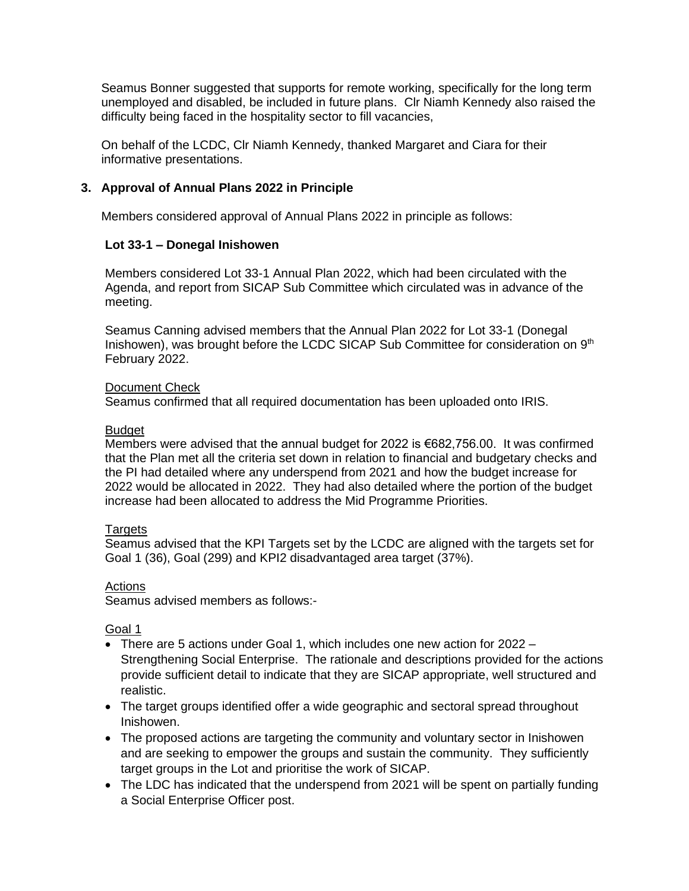Seamus Bonner suggested that supports for remote working, specifically for the long term unemployed and disabled, be included in future plans. Clr Niamh Kennedy also raised the difficulty being faced in the hospitality sector to fill vacancies,

On behalf of the LCDC, Clr Niamh Kennedy, thanked Margaret and Ciara for their informative presentations.

### 3. Approval of Annual Plans 2022 in Principle

Members considered approval of Annual Plans 2022 in principle as follows:

**Lot 33-1 – Donegal Inishowen**

Members considered Lot 33-1 Annual Plan 2022, which had been circulated with the Agenda, and report from SICAP Sub Committee which circulated was in advance of the meeting.

Seamus Canning advised members that the Annual Plan 2022 for Lot 33-1 (Donegal Inishowen), was brought before the LCDC SICAP Sub Committee for consideration on 9th February 2022.

Document Check
Seamus confirmed that all required documentation has been uploaded onto IRIS.

Budget
Members were advised that the annual budget for 2022 is €682,756.00. It was confirmed that the Plan met all the criteria set down in relation to financial and budgetary checks and the PI had detailed where any underspend from 2021 and how the budget increase for 2022 would be allocated in 2022. They had also detailed where the portion of the budget increase had been allocated to address the Mid Programme Priorities.

Targets
Seamus advised that the KPI Targets set by the LCDC are aligned with the targets set for Goal 1 (36), Goal (299) and KPI2 disadvantaged area target (37%).

Actions
Seamus advised members as follows:-

Goal 1

- There are 5 actions under Goal 1, which includes one new action for 2022 – Strengthening Social Enterprise. The rationale and descriptions provided for the actions provide sufficient detail to indicate that they are SICAP appropriate, well structured and realistic.
- The target groups identified offer a wide geographic and sectoral spread throughout Inishowen.
- The proposed actions are targeting the community and voluntary sector in Inishowen and are seeking to empower the groups and sustain the community. They sufficiently target groups in the Lot and prioritise the work of SICAP.
- The LDC has indicated that the underspend from 2021 will be spent on partially funding a Social Enterprise Officer post.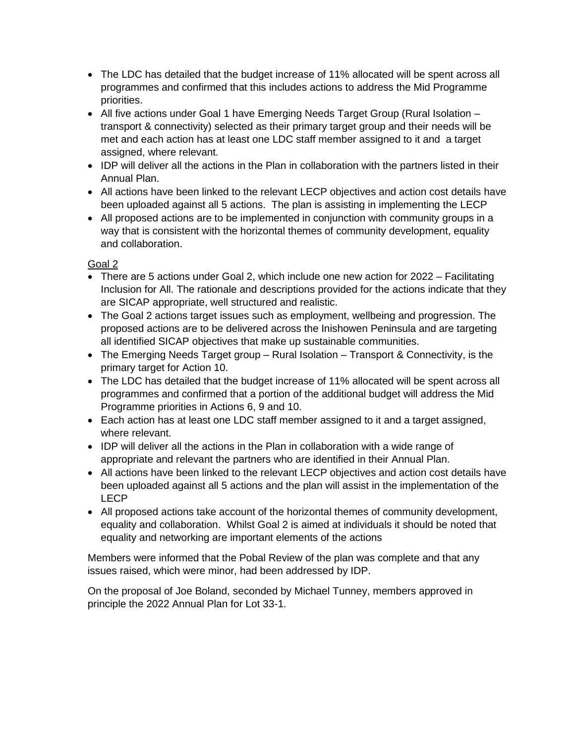- The LDC has detailed that the budget increase of 11% allocated will be spent across all programmes and confirmed that this includes actions to address the Mid Programme priorities.
- All five actions under Goal 1 have Emerging Needs Target Group (Rural Isolation – transport & connectivity) selected as their primary target group and their needs will be met and each action has at least one LDC staff member assigned to it and a target assigned, where relevant.
- IDP will deliver all the actions in the Plan in collaboration with the partners listed in their Annual Plan.
- All actions have been linked to the relevant LECP objectives and action cost details have been uploaded against all 5 actions. The plan is assisting in implementing the LECP
- All proposed actions are to be implemented in conjunction with community groups in a way that is consistent with the horizontal themes of community development, equality and collaboration.

<u>Goal 2</u>

- There are 5 actions under Goal 2, which include one new action for 2022 – Facilitating Inclusion for All. The rationale and descriptions provided for the actions indicate that they are SICAP appropriate, well structured and realistic.
- The Goal 2 actions target issues such as employment, wellbeing and progression. The proposed actions are to be delivered across the Inishowen Peninsula and are targeting all identified SICAP objectives that make up sustainable communities.
- The Emerging Needs Target group – Rural Isolation – Transport & Connectivity, is the primary target for Action 10.
- The LDC has detailed that the budget increase of 11% allocated will be spent across all programmes and confirmed that a portion of the additional budget will address the Mid Programme priorities in Actions 6, 9 and 10.
- Each action has at least one LDC staff member assigned to it and a target assigned, where relevant.
- IDP will deliver all the actions in the Plan in collaboration with a wide range of appropriate and relevant the partners who are identified in their Annual Plan.
- All actions have been linked to the relevant LECP objectives and action cost details have been uploaded against all 5 actions and the plan will assist in the implementation of the LECP
- All proposed actions take account of the horizontal themes of community development, equality and collaboration. Whilst Goal 2 is aimed at individuals it should be noted that equality and networking are important elements of the actions

Members were informed that the Pobal Review of the plan was complete and that any issues raised, which were minor, had been addressed by IDP.

On the proposal of Joe Boland, seconded by Michael Tunney, members approved in principle the 2022 Annual Plan for Lot 33-1.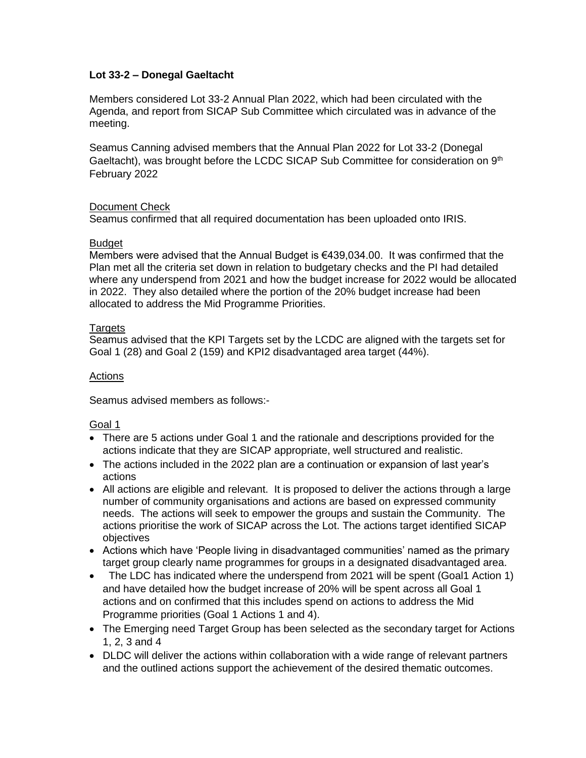**Lot 33-2 – Donegal Gaeltacht**

Members considered Lot 33-2 Annual Plan 2022, which had been circulated with the Agenda, and report from SICAP Sub Committee which circulated was in advance of the meeting.

Seamus Canning advised members that the Annual Plan 2022 for Lot 33-2 (Donegal Gaeltacht), was brought before the LCDC SICAP Sub Committee for consideration on 9th February 2022

Document Check
Seamus confirmed that all required documentation has been uploaded onto IRIS.

Budget
Members were advised that the Annual Budget is €439,034.00. It was confirmed that the Plan met all the criteria set down in relation to budgetary checks and the PI had detailed where any underspend from 2021 and how the budget increase for 2022 would be allocated in 2022. They also detailed where the portion of the 20% budget increase had been allocated to address the Mid Programme Priorities.

Targets
Seamus advised that the KPI Targets set by the LCDC are aligned with the targets set for Goal 1 (28) and Goal 2 (159) and KPI2 disadvantaged area target (44%).

Actions

Seamus advised members as follows:-

Goal 1

- There are 5 actions under Goal 1 and the rationale and descriptions provided for the actions indicate that they are SICAP appropriate, well structured and realistic.
- The actions included in the 2022 plan are a continuation or expansion of last year's actions
- All actions are eligible and relevant. It is proposed to deliver the actions through a large number of community organisations and actions are based on expressed community needs. The actions will seek to empower the groups and sustain the Community. The actions prioritise the work of SICAP across the Lot. The actions target identified SICAP objectives
- Actions which have 'People living in disadvantaged communities' named as the primary target group clearly name programmes for groups in a designated disadvantaged area.
- The LDC has indicated where the underspend from 2021 will be spent (Goal1 Action 1) and have detailed how the budget increase of 20% will be spent across all Goal 1 actions and on confirmed that this includes spend on actions to address the Mid Programme priorities (Goal 1 Actions 1 and 4).
- The Emerging need Target Group has been selected as the secondary target for Actions 1, 2, 3 and 4
- DLDC will deliver the actions within collaboration with a wide range of relevant partners and the outlined actions support the achievement of the desired thematic outcomes.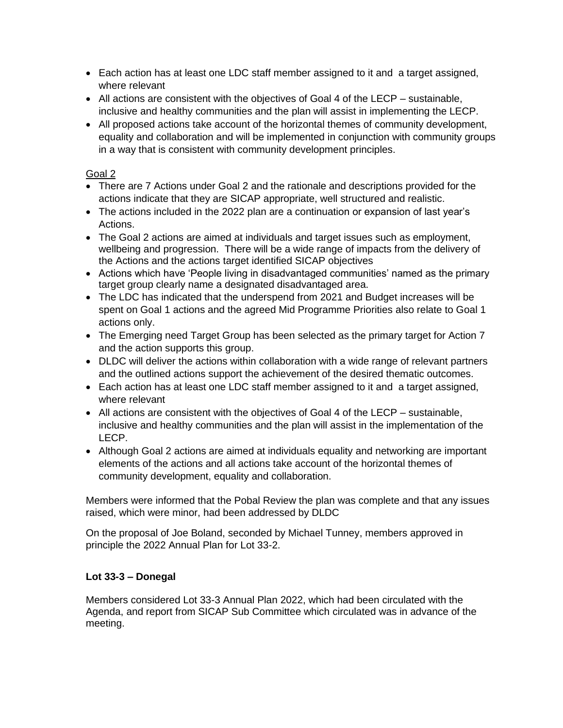- Each action has at least one LDC staff member assigned to it and a target assigned, where relevant
- All actions are consistent with the objectives of Goal 4 of the LECP – sustainable, inclusive and healthy communities and the plan will assist in implementing the LECP.
- All proposed actions take account of the horizontal themes of community development, equality and collaboration and will be implemented in conjunction with community groups in a way that is consistent with community development principles.

Goal 2

- There are 7 Actions under Goal 2 and the rationale and descriptions provided for the actions indicate that they are SICAP appropriate, well structured and realistic.
- The actions included in the 2022 plan are a continuation or expansion of last year's Actions.
- The Goal 2 actions are aimed at individuals and target issues such as employment, wellbeing and progression. There will be a wide range of impacts from the delivery of the Actions and the actions target identified SICAP objectives
- Actions which have 'People living in disadvantaged communities' named as the primary target group clearly name a designated disadvantaged area.
- The LDC has indicated that the underspend from 2021 and Budget increases will be spent on Goal 1 actions and the agreed Mid Programme Priorities also relate to Goal 1 actions only.
- The Emerging need Target Group has been selected as the primary target for Action 7 and the action supports this group.
- DLDC will deliver the actions within collaboration with a wide range of relevant partners and the outlined actions support the achievement of the desired thematic outcomes.
- Each action has at least one LDC staff member assigned to it and a target assigned, where relevant
- All actions are consistent with the objectives of Goal 4 of the LECP – sustainable, inclusive and healthy communities and the plan will assist in the implementation of the LECP.
- Although Goal 2 actions are aimed at individuals equality and networking are important elements of the actions and all actions take account of the horizontal themes of community development, equality and collaboration.

Members were informed that the Pobal Review the plan was complete and that any issues raised, which were minor, had been addressed by DLDC

On the proposal of Joe Boland, seconded by Michael Tunney, members approved in principle the 2022 Annual Plan for Lot 33-2.

**Lot 33-3 – Donegal**

Members considered Lot 33-3 Annual Plan 2022, which had been circulated with the Agenda, and report from SICAP Sub Committee which circulated was in advance of the meeting.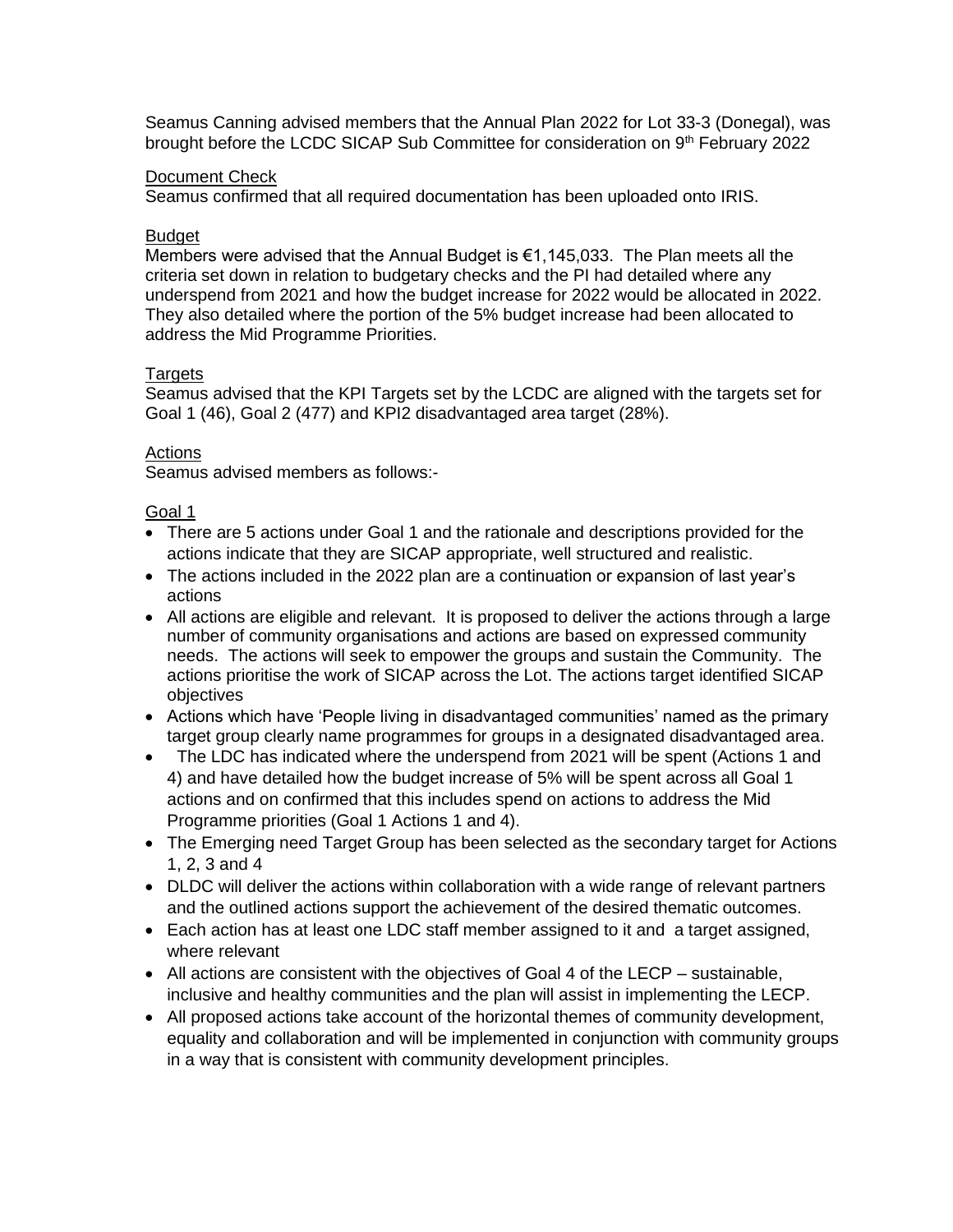Seamus Canning advised members that the Annual Plan 2022 for Lot 33-3 (Donegal), was brought before the LCDC SICAP Sub Committee for consideration on 9th February 2022

Document Check

Seamus confirmed that all required documentation has been uploaded onto IRIS.

Budget

Members were advised that the Annual Budget is €1,145,033. The Plan meets all the criteria set down in relation to budgetary checks and the PI had detailed where any underspend from 2021 and how the budget increase for 2022 would be allocated in 2022. They also detailed where the portion of the 5% budget increase had been allocated to address the Mid Programme Priorities.

Targets

Seamus advised that the KPI Targets set by the LCDC are aligned with the targets set for Goal 1 (46), Goal 2 (477) and KPI2 disadvantaged area target (28%).

Actions

Seamus advised members as follows:-

Goal 1

- There are 5 actions under Goal 1 and the rationale and descriptions provided for the actions indicate that they are SICAP appropriate, well structured and realistic.
- The actions included in the 2022 plan are a continuation or expansion of last year's actions
- All actions are eligible and relevant. It is proposed to deliver the actions through a large number of community organisations and actions are based on expressed community needs. The actions will seek to empower the groups and sustain the Community. The actions prioritise the work of SICAP across the Lot. The actions target identified SICAP objectives
- Actions which have 'People living in disadvantaged communities' named as the primary target group clearly name programmes for groups in a designated disadvantaged area.
- The LDC has indicated where the underspend from 2021 will be spent (Actions 1 and 4) and have detailed how the budget increase of 5% will be spent across all Goal 1 actions and on confirmed that this includes spend on actions to address the Mid Programme priorities (Goal 1 Actions 1 and 4).
- The Emerging need Target Group has been selected as the secondary target for Actions 1, 2, 3 and 4
- DLDC will deliver the actions within collaboration with a wide range of relevant partners and the outlined actions support the achievement of the desired thematic outcomes.
- Each action has at least one LDC staff member assigned to it and a target assigned, where relevant
- All actions are consistent with the objectives of Goal 4 of the LECP – sustainable, inclusive and healthy communities and the plan will assist in implementing the LECP.
- All proposed actions take account of the horizontal themes of community development, equality and collaboration and will be implemented in conjunction with community groups in a way that is consistent with community development principles.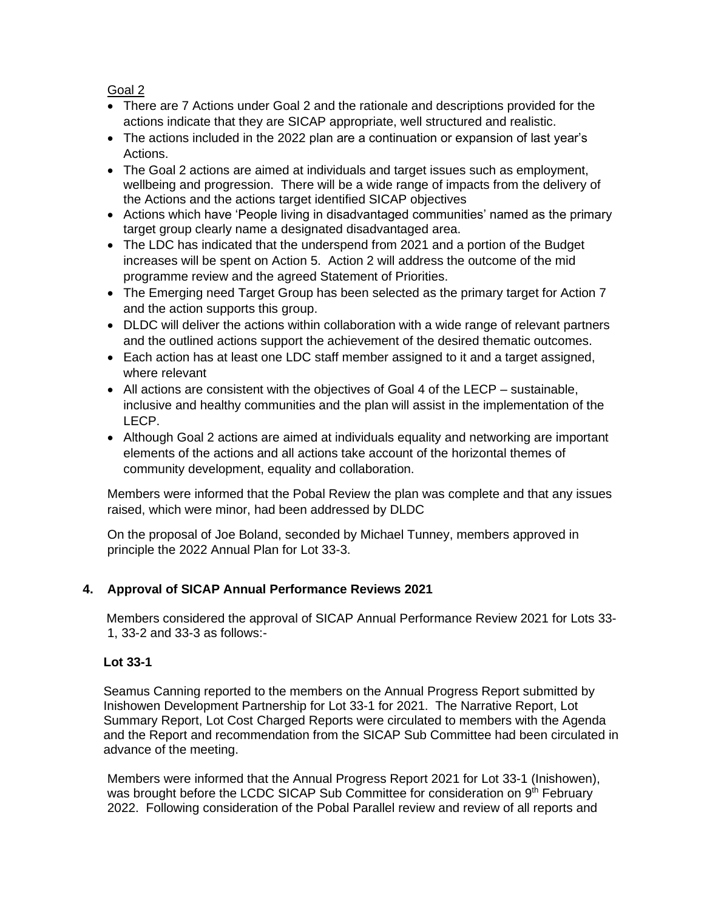Goal 2

- There are 7 Actions under Goal 2 and the rationale and descriptions provided for the actions indicate that they are SICAP appropriate, well structured and realistic.
- The actions included in the 2022 plan are a continuation or expansion of last year's Actions.
- The Goal 2 actions are aimed at individuals and target issues such as employment, wellbeing and progression. There will be a wide range of impacts from the delivery of the Actions and the actions target identified SICAP objectives
- Actions which have 'People living in disadvantaged communities' named as the primary target group clearly name a designated disadvantaged area.
- The LDC has indicated that the underspend from 2021 and a portion of the Budget increases will be spent on Action 5. Action 2 will address the outcome of the mid programme review and the agreed Statement of Priorities.
- The Emerging need Target Group has been selected as the primary target for Action 7 and the action supports this group.
- DLDC will deliver the actions within collaboration with a wide range of relevant partners and the outlined actions support the achievement of the desired thematic outcomes.
- Each action has at least one LDC staff member assigned to it and a target assigned, where relevant
- All actions are consistent with the objectives of Goal 4 of the LECP – sustainable, inclusive and healthy communities and the plan will assist in the implementation of the LECP.
- Although Goal 2 actions are aimed at individuals equality and networking are important elements of the actions and all actions take account of the horizontal themes of community development, equality and collaboration.

Members were informed that the Pobal Review the plan was complete and that any issues raised, which were minor, had been addressed by DLDC

On the proposal of Joe Boland, seconded by Michael Tunney, members approved in principle the 2022 Annual Plan for Lot 33-3.

## 4. Approval of SICAP Annual Performance Reviews 2021

Members considered the approval of SICAP Annual Performance Review 2021 for Lots 33-1, 33-2 and 33-3 as follows:-

**Lot 33-1**

Seamus Canning reported to the members on the Annual Progress Report submitted by Inishowen Development Partnership for Lot 33-1 for 2021. The Narrative Report, Lot Summary Report, Lot Cost Charged Reports were circulated to members with the Agenda and the Report and recommendation from the SICAP Sub Committee had been circulated in advance of the meeting.

Members were informed that the Annual Progress Report 2021 for Lot 33-1 (Inishowen), was brought before the LCDC SICAP Sub Committee for consideration on 9th February 2022. Following consideration of the Pobal Parallel review and review of all reports and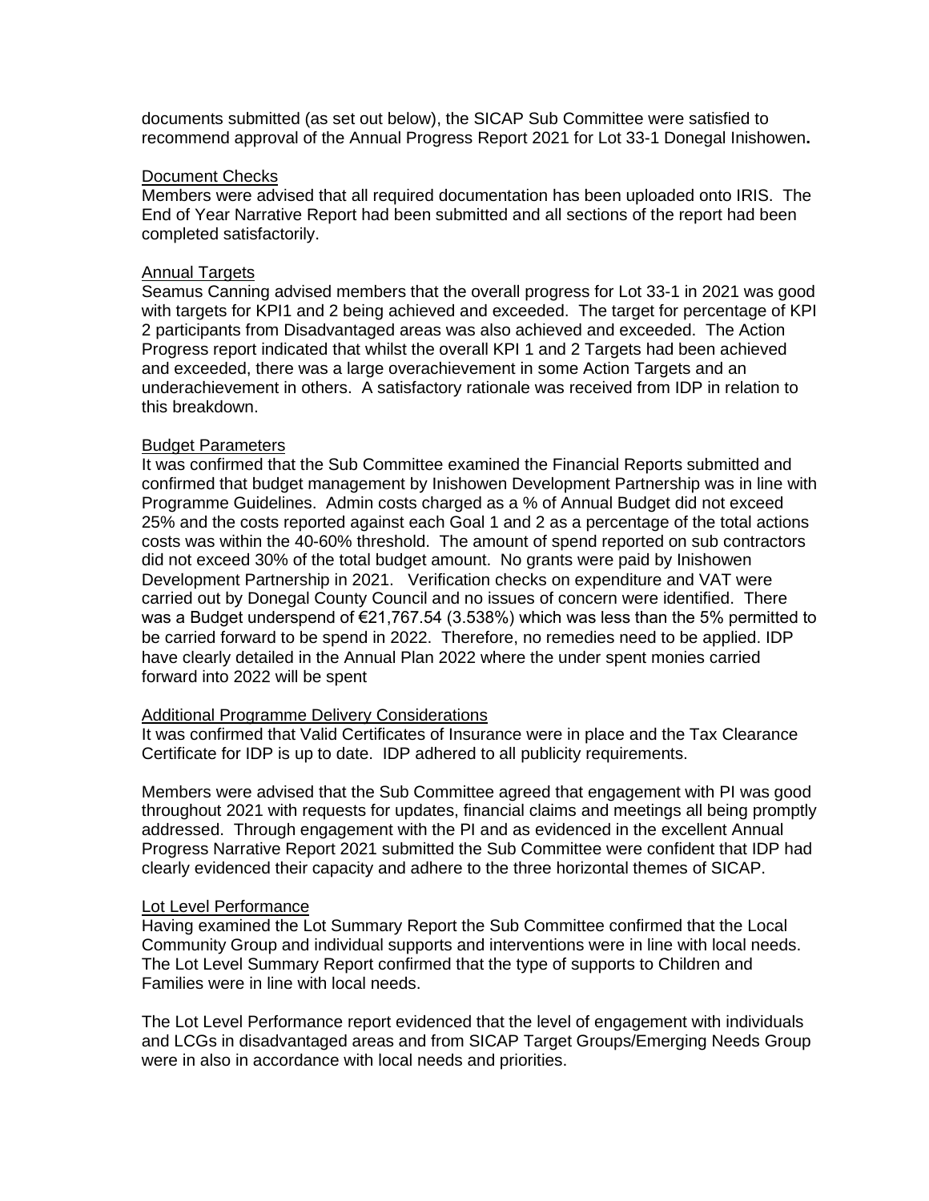documents submitted (as set out below), the SICAP Sub Committee were satisfied to recommend approval of the Annual Progress Report 2021 for Lot 33-1 Donegal Inishowen**.**

Document Checks

Members were advised that all required documentation has been uploaded onto IRIS. The End of Year Narrative Report had been submitted and all sections of the report had been completed satisfactorily.

Annual Targets

Seamus Canning advised members that the overall progress for Lot 33-1 in 2021 was good with targets for KPI1 and 2 being achieved and exceeded. The target for percentage of KPI 2 participants from Disadvantaged areas was also achieved and exceeded. The Action Progress report indicated that whilst the overall KPI 1 and 2 Targets had been achieved and exceeded, there was a large overachievement in some Action Targets and an underachievement in others. A satisfactory rationale was received from IDP in relation to this breakdown.

Budget Parameters

It was confirmed that the Sub Committee examined the Financial Reports submitted and confirmed that budget management by Inishowen Development Partnership was in line with Programme Guidelines. Admin costs charged as a % of Annual Budget did not exceed 25% and the costs reported against each Goal 1 and 2 as a percentage of the total actions costs was within the 40-60% threshold. The amount of spend reported on sub contractors did not exceed 30% of the total budget amount. No grants were paid by Inishowen Development Partnership in 2021. Verification checks on expenditure and VAT were carried out by Donegal County Council and no issues of concern were identified. There was a Budget underspend of €21,767.54 (3.538%) which was less than the 5% permitted to be carried forward to be spend in 2022. Therefore, no remedies need to be applied. IDP have clearly detailed in the Annual Plan 2022 where the under spent monies carried forward into 2022 will be spent

Additional Programme Delivery Considerations

It was confirmed that Valid Certificates of Insurance were in place and the Tax Clearance Certificate for IDP is up to date. IDP adhered to all publicity requirements.

Members were advised that the Sub Committee agreed that engagement with PI was good throughout 2021 with requests for updates, financial claims and meetings all being promptly addressed. Through engagement with the PI and as evidenced in the excellent Annual Progress Narrative Report 2021 submitted the Sub Committee were confident that IDP had clearly evidenced their capacity and adhere to the three horizontal themes of SICAP.

Lot Level Performance

Having examined the Lot Summary Report the Sub Committee confirmed that the Local Community Group and individual supports and interventions were in line with local needs. The Lot Level Summary Report confirmed that the type of supports to Children and Families were in line with local needs.

The Lot Level Performance report evidenced that the level of engagement with individuals and LCGs in disadvantaged areas and from SICAP Target Groups/Emerging Needs Group were in also in accordance with local needs and priorities.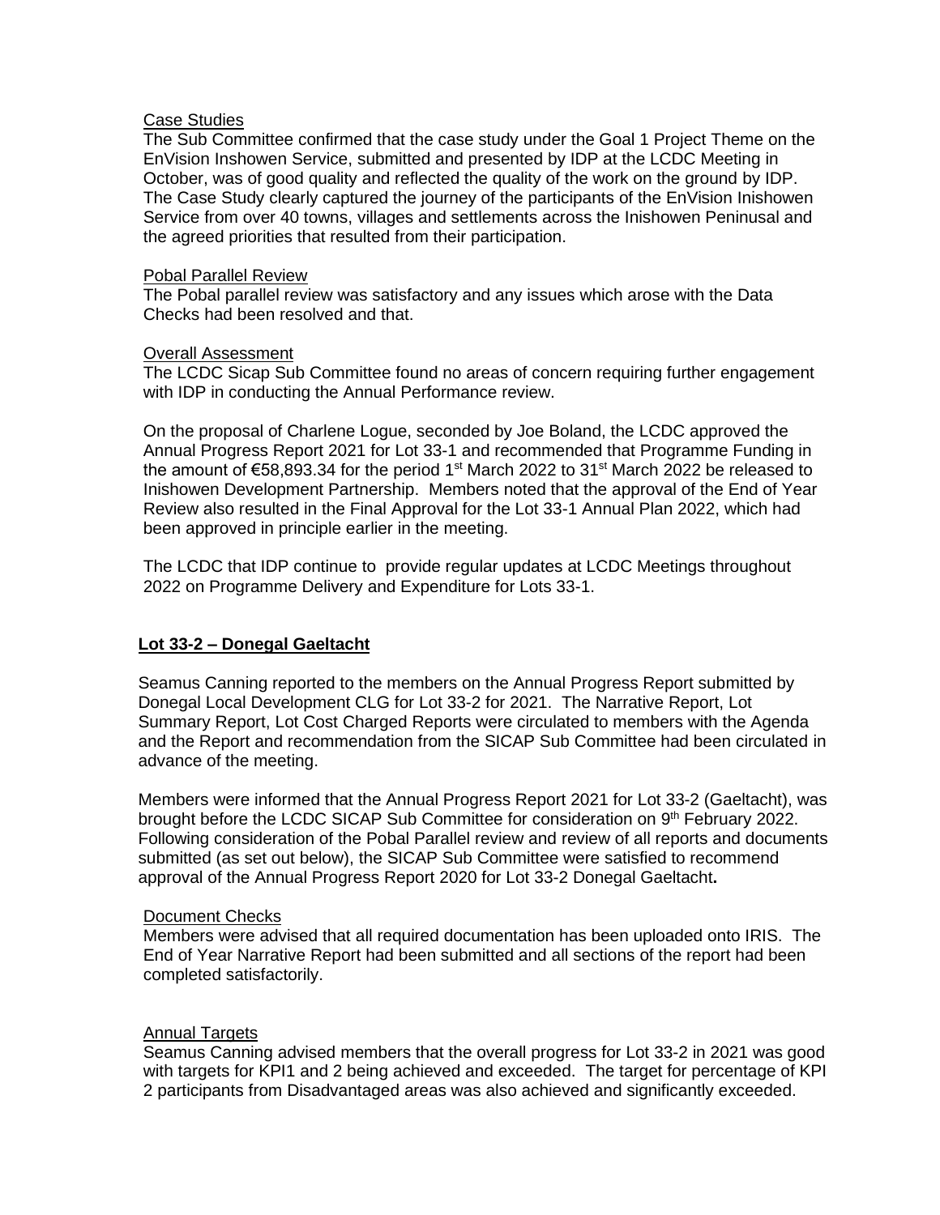Case Studies

The Sub Committee confirmed that the case study under the Goal 1 Project Theme on the EnVision Inshowen Service, submitted and presented by IDP at the LCDC Meeting in October, was of good quality and reflected the quality of the work on the ground by IDP. The Case Study clearly captured the journey of the participants of the EnVision Inishowen Service from over 40 towns, villages and settlements across the Inishowen Peninusal and the agreed priorities that resulted from their participation.

Pobal Parallel Review

The Pobal parallel review was satisfactory and any issues which arose with the Data Checks had been resolved and that.

Overall Assessment

The LCDC Sicap Sub Committee found no areas of concern requiring further engagement with IDP in conducting the Annual Performance review.

On the proposal of Charlene Logue, seconded by Joe Boland, the LCDC approved the Annual Progress Report 2021 for Lot 33-1 and recommended that Programme Funding in the amount of €58,893.34 for the period 1st March 2022 to 31st March 2022 be released to Inishowen Development Partnership. Members noted that the approval of the End of Year Review also resulted in the Final Approval for the Lot 33-1 Annual Plan 2022, which had been approved in principle earlier in the meeting.

The LCDC that IDP continue to provide regular updates at LCDC Meetings throughout 2022 on Programme Delivery and Expenditure for Lots 33-1.

**Lot 33-2 – Donegal Gaeltacht**

Seamus Canning reported to the members on the Annual Progress Report submitted by Donegal Local Development CLG for Lot 33-2 for 2021. The Narrative Report, Lot Summary Report, Lot Cost Charged Reports were circulated to members with the Agenda and the Report and recommendation from the SICAP Sub Committee had been circulated in advance of the meeting.

Members were informed that the Annual Progress Report 2021 for Lot 33-2 (Gaeltacht), was brought before the LCDC SICAP Sub Committee for consideration on 9th February 2022. Following consideration of the Pobal Parallel review and review of all reports and documents submitted (as set out below), the SICAP Sub Committee were satisfied to recommend approval of the Annual Progress Report 2020 for Lot 33-2 Donegal Gaeltacht**.**

Document Checks

Members were advised that all required documentation has been uploaded onto IRIS. The End of Year Narrative Report had been submitted and all sections of the report had been completed satisfactorily.

Annual Targets

Seamus Canning advised members that the overall progress for Lot 33-2 in 2021 was good with targets for KPI1 and 2 being achieved and exceeded. The target for percentage of KPI 2 participants from Disadvantaged areas was also achieved and significantly exceeded.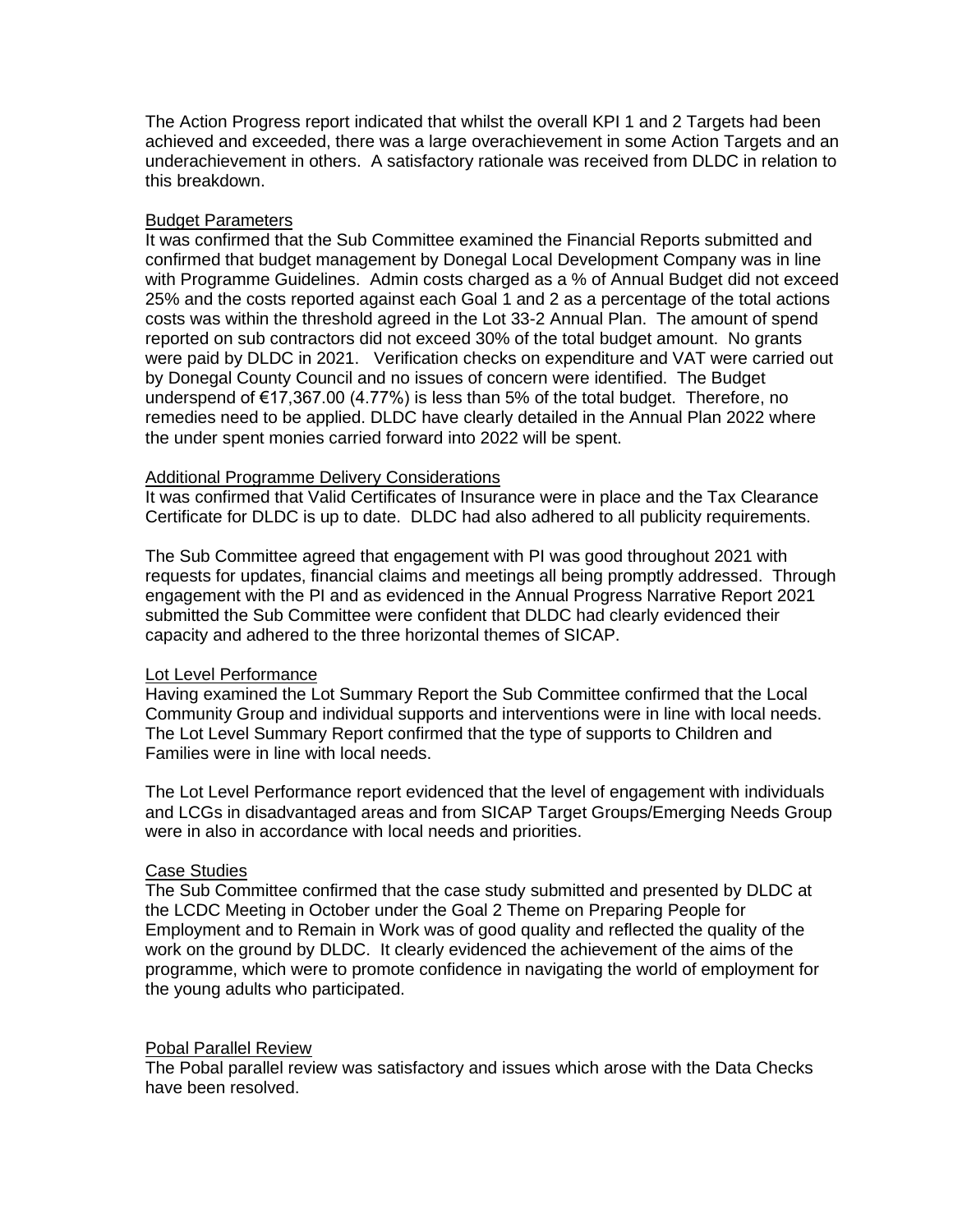The Action Progress report indicated that whilst the overall KPI 1 and 2 Targets had been achieved and exceeded, there was a large overachievement in some Action Targets and an underachievement in others. A satisfactory rationale was received from DLDC in relation to this breakdown.

<u>Budget Parameters</u>

It was confirmed that the Sub Committee examined the Financial Reports submitted and confirmed that budget management by Donegal Local Development Company was in line with Programme Guidelines. Admin costs charged as a % of Annual Budget did not exceed 25% and the costs reported against each Goal 1 and 2 as a percentage of the total actions costs was within the threshold agreed in the Lot 33-2 Annual Plan. The amount of spend reported on sub contractors did not exceed 30% of the total budget amount. No grants were paid by DLDC in 2021. Verification checks on expenditure and VAT were carried out by Donegal County Council and no issues of concern were identified. The Budget underspend of €17,367.00 (4.77%) is less than 5% of the total budget. Therefore, no remedies need to be applied. DLDC have clearly detailed in the Annual Plan 2022 where the under spent monies carried forward into 2022 will be spent.

<u>Additional Programme Delivery Considerations</u>

It was confirmed that Valid Certificates of Insurance were in place and the Tax Clearance Certificate for DLDC is up to date. DLDC had also adhered to all publicity requirements.

The Sub Committee agreed that engagement with PI was good throughout 2021 with requests for updates, financial claims and meetings all being promptly addressed. Through engagement with the PI and as evidenced in the Annual Progress Narrative Report 2021 submitted the Sub Committee were confident that DLDC had clearly evidenced their capacity and adhered to the three horizontal themes of SICAP.

<u>Lot Level Performance</u>

Having examined the Lot Summary Report the Sub Committee confirmed that the Local Community Group and individual supports and interventions were in line with local needs. The Lot Level Summary Report confirmed that the type of supports to Children and Families were in line with local needs.

The Lot Level Performance report evidenced that the level of engagement with individuals and LCGs in disadvantaged areas and from SICAP Target Groups/Emerging Needs Group were in also in accordance with local needs and priorities.

<u>Case Studies</u>

The Sub Committee confirmed that the case study submitted and presented by DLDC at the LCDC Meeting in October under the Goal 2 Theme on Preparing People for Employment and to Remain in Work was of good quality and reflected the quality of the work on the ground by DLDC. It clearly evidenced the achievement of the aims of the programme, which were to promote confidence in navigating the world of employment for the young adults who participated.

<u>Pobal Parallel Review</u>

The Pobal parallel review was satisfactory and issues which arose with the Data Checks have been resolved.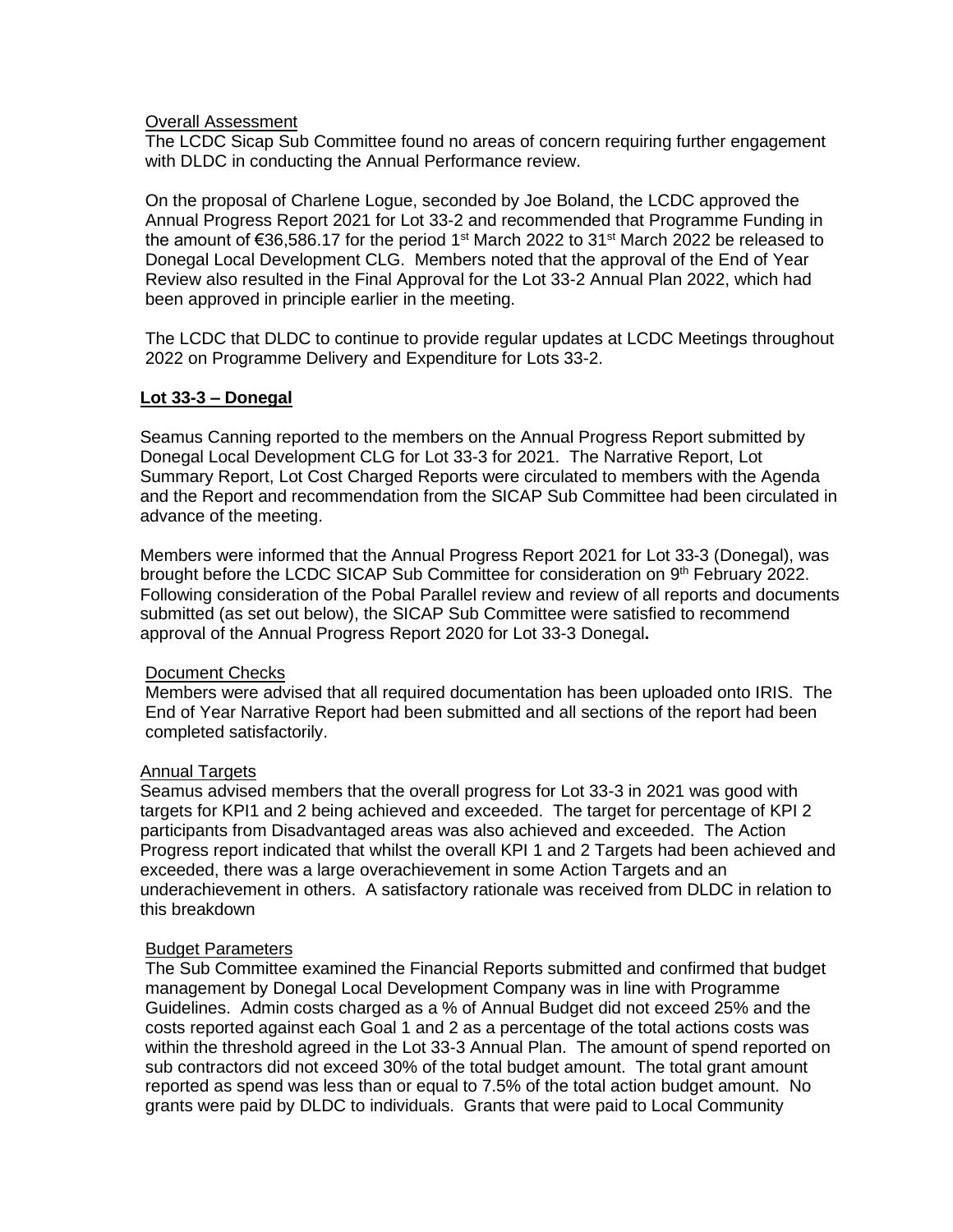Overall Assessment

The LCDC Sicap Sub Committee found no areas of concern requiring further engagement with DLDC in conducting the Annual Performance review.

On the proposal of Charlene Logue, seconded by Joe Boland, the LCDC approved the Annual Progress Report 2021 for Lot 33-2 and recommended that Programme Funding in the amount of €36,586.17 for the period 1st March 2022 to 31st March 2022 be released to Donegal Local Development CLG. Members noted that the approval of the End of Year Review also resulted in the Final Approval for the Lot 33-2 Annual Plan 2022, which had been approved in principle earlier in the meeting.

The LCDC that DLDC to continue to provide regular updates at LCDC Meetings throughout 2022 on Programme Delivery and Expenditure for Lots 33-2.

**Lot 33-3 – Donegal**

Seamus Canning reported to the members on the Annual Progress Report submitted by Donegal Local Development CLG for Lot 33-3 for 2021. The Narrative Report, Lot Summary Report, Lot Cost Charged Reports were circulated to members with the Agenda and the Report and recommendation from the SICAP Sub Committee had been circulated in advance of the meeting.

Members were informed that the Annual Progress Report 2021 for Lot 33-3 (Donegal), was brought before the LCDC SICAP Sub Committee for consideration on 9th February 2022. Following consideration of the Pobal Parallel review and review of all reports and documents submitted (as set out below), the SICAP Sub Committee were satisfied to recommend approval of the Annual Progress Report 2020 for Lot 33-3 Donegal**.**

Document Checks

Members were advised that all required documentation has been uploaded onto IRIS. The End of Year Narrative Report had been submitted and all sections of the report had been completed satisfactorily.

Annual Targets

Seamus advised members that the overall progress for Lot 33-3 in 2021 was good with targets for KPI1 and 2 being achieved and exceeded. The target for percentage of KPI 2 participants from Disadvantaged areas was also achieved and exceeded. The Action Progress report indicated that whilst the overall KPI 1 and 2 Targets had been achieved and exceeded, there was a large overachievement in some Action Targets and an underachievement in others. A satisfactory rationale was received from DLDC in relation to this breakdown

Budget Parameters

The Sub Committee examined the Financial Reports submitted and confirmed that budget management by Donegal Local Development Company was in line with Programme Guidelines. Admin costs charged as a % of Annual Budget did not exceed 25% and the costs reported against each Goal 1 and 2 as a percentage of the total actions costs was within the threshold agreed in the Lot 33-3 Annual Plan. The amount of spend reported on sub contractors did not exceed 30% of the total budget amount. The total grant amount reported as spend was less than or equal to 7.5% of the total action budget amount. No grants were paid by DLDC to individuals. Grants that were paid to Local Community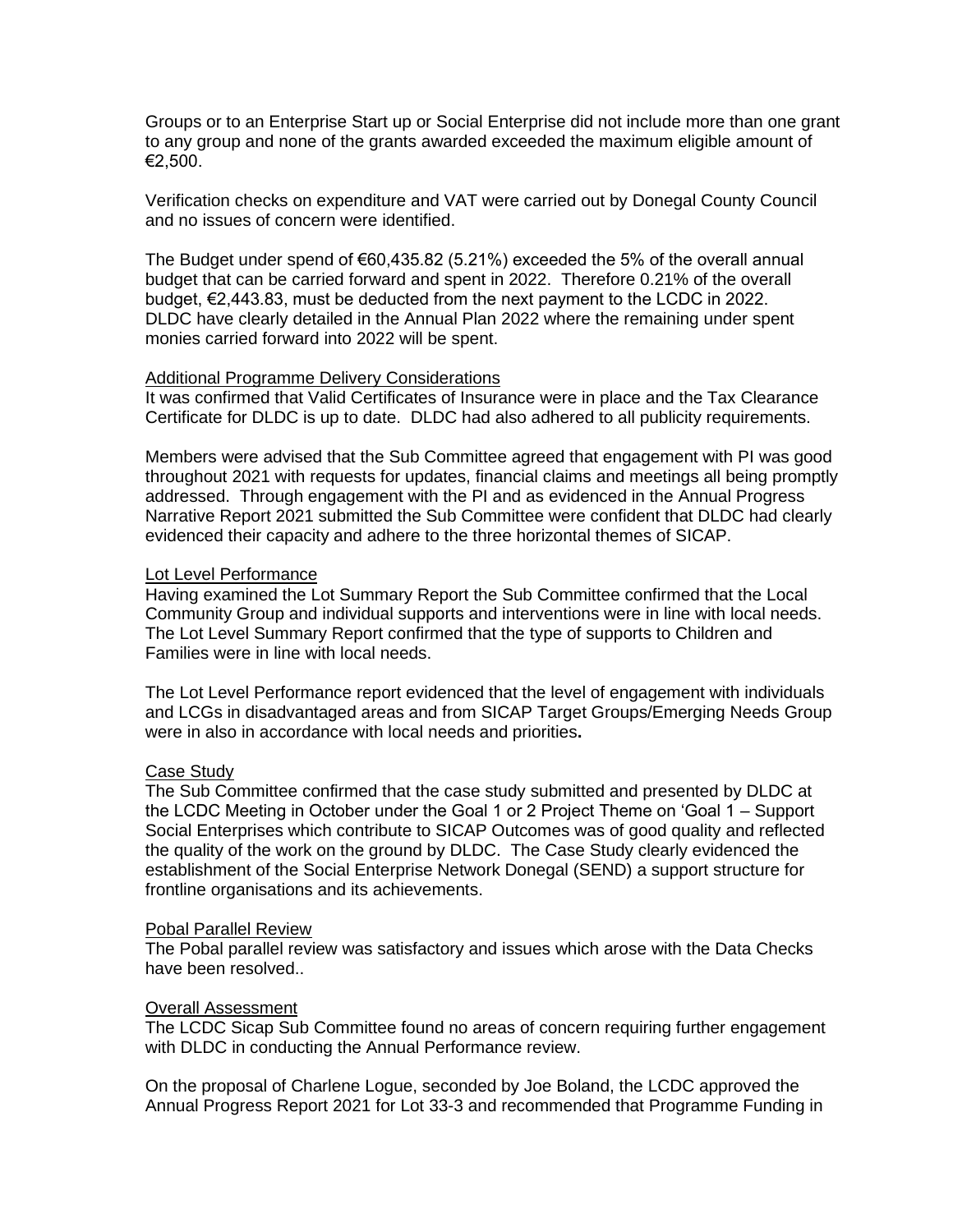Groups or to an Enterprise Start up or Social Enterprise did not include more than one grant to any group and none of the grants awarded exceeded the maximum eligible amount of €2,500.

Verification checks on expenditure and VAT were carried out by Donegal County Council and no issues of concern were identified.

The Budget under spend of €60,435.82 (5.21%) exceeded the 5% of the overall annual budget that can be carried forward and spent in 2022. Therefore 0.21% of the overall budget, €2,443.83, must be deducted from the next payment to the LCDC in 2022. DLDC have clearly detailed in the Annual Plan 2022 where the remaining under spent monies carried forward into 2022 will be spent.

<u>Additional Programme Delivery Considerations</u>

It was confirmed that Valid Certificates of Insurance were in place and the Tax Clearance Certificate for DLDC is up to date. DLDC had also adhered to all publicity requirements.

Members were advised that the Sub Committee agreed that engagement with PI was good throughout 2021 with requests for updates, financial claims and meetings all being promptly addressed. Through engagement with the PI and as evidenced in the Annual Progress Narrative Report 2021 submitted the Sub Committee were confident that DLDC had clearly evidenced their capacity and adhere to the three horizontal themes of SICAP.

<u>Lot Level Performance</u>

Having examined the Lot Summary Report the Sub Committee confirmed that the Local Community Group and individual supports and interventions were in line with local needs. The Lot Level Summary Report confirmed that the type of supports to Children and Families were in line with local needs.

The Lot Level Performance report evidenced that the level of engagement with individuals and LCGs in disadvantaged areas and from SICAP Target Groups/Emerging Needs Group were in also in accordance with local needs and priorities**.**

<u>Case Study</u>

The Sub Committee confirmed that the case study submitted and presented by DLDC at the LCDC Meeting in October under the Goal 1 or 2 Project Theme on 'Goal 1 – Support Social Enterprises which contribute to SICAP Outcomes was of good quality and reflected the quality of the work on the ground by DLDC. The Case Study clearly evidenced the establishment of the Social Enterprise Network Donegal (SEND) a support structure for frontline organisations and its achievements.

<u>Pobal Parallel Review</u>

The Pobal parallel review was satisfactory and issues which arose with the Data Checks have been resolved..

<u>Overall Assessment</u>

The LCDC Sicap Sub Committee found no areas of concern requiring further engagement with DLDC in conducting the Annual Performance review.

On the proposal of Charlene Logue, seconded by Joe Boland, the LCDC approved the Annual Progress Report 2021 for Lot 33-3 and recommended that Programme Funding in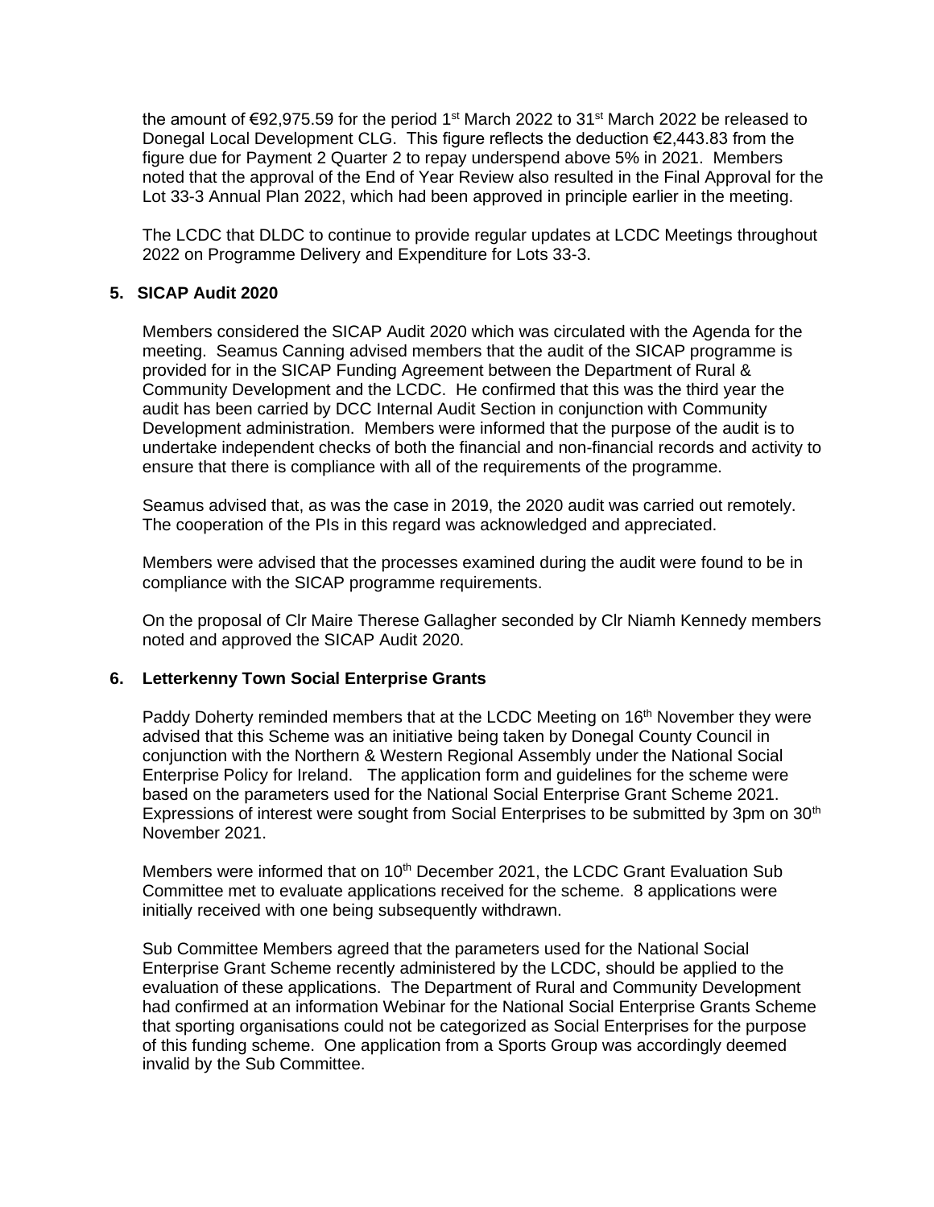the amount of €92,975.59 for the period 1st March 2022 to 31st March 2022 be released to Donegal Local Development CLG. This figure reflects the deduction €2,443.83 from the figure due for Payment 2 Quarter 2 to repay underspend above 5% in 2021. Members noted that the approval of the End of Year Review also resulted in the Final Approval for the Lot 33-3 Annual Plan 2022, which had been approved in principle earlier in the meeting.

The LCDC that DLDC to continue to provide regular updates at LCDC Meetings throughout 2022 on Programme Delivery and Expenditure for Lots 33-3.

## 5. SICAP Audit 2020

Members considered the SICAP Audit 2020 which was circulated with the Agenda for the meeting. Seamus Canning advised members that the audit of the SICAP programme is provided for in the SICAP Funding Agreement between the Department of Rural & Community Development and the LCDC. He confirmed that this was the third year the audit has been carried by DCC Internal Audit Section in conjunction with Community Development administration. Members were informed that the purpose of the audit is to undertake independent checks of both the financial and non-financial records and activity to ensure that there is compliance with all of the requirements of the programme.

Seamus advised that, as was the case in 2019, the 2020 audit was carried out remotely. The cooperation of the PIs in this regard was acknowledged and appreciated.

Members were advised that the processes examined during the audit were found to be in compliance with the SICAP programme requirements.

On the proposal of Clr Maire Therese Gallagher seconded by Clr Niamh Kennedy members noted and approved the SICAP Audit 2020.

## 6. Letterkenny Town Social Enterprise Grants

Paddy Doherty reminded members that at the LCDC Meeting on 16th November they were advised that this Scheme was an initiative being taken by Donegal County Council in conjunction with the Northern & Western Regional Assembly under the National Social Enterprise Policy for Ireland. The application form and guidelines for the scheme were based on the parameters used for the National Social Enterprise Grant Scheme 2021. Expressions of interest were sought from Social Enterprises to be submitted by 3pm on 30th November 2021.

Members were informed that on 10th December 2021, the LCDC Grant Evaluation Sub Committee met to evaluate applications received for the scheme. 8 applications were initially received with one being subsequently withdrawn.

Sub Committee Members agreed that the parameters used for the National Social Enterprise Grant Scheme recently administered by the LCDC, should be applied to the evaluation of these applications. The Department of Rural and Community Development had confirmed at an information Webinar for the National Social Enterprise Grants Scheme that sporting organisations could not be categorized as Social Enterprises for the purpose of this funding scheme. One application from a Sports Group was accordingly deemed invalid by the Sub Committee.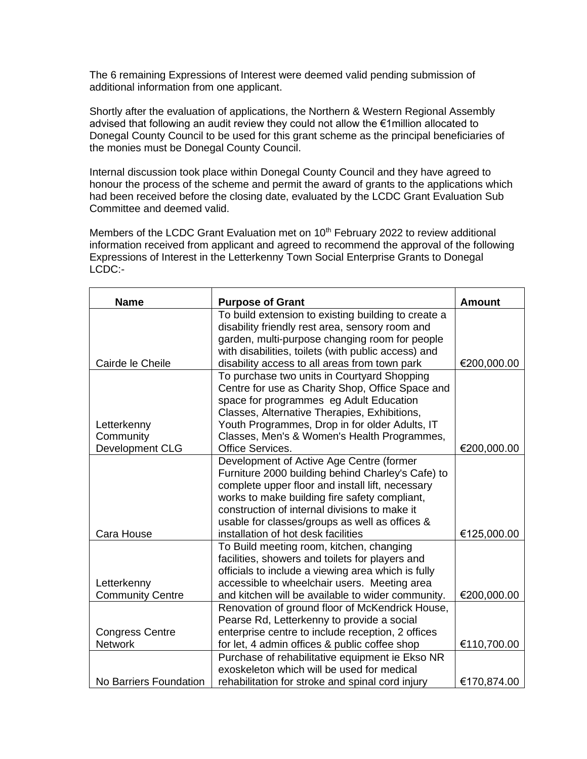The 6 remaining Expressions of Interest were deemed valid pending submission of additional information from one applicant.

Shortly after the evaluation of applications, the Northern & Western Regional Assembly advised that following an audit review they could not allow the €1million allocated to Donegal County Council to be used for this grant scheme as the principal beneficiaries of the monies must be Donegal County Council.

Internal discussion took place within Donegal County Council and they have agreed to honour the process of the scheme and permit the award of grants to the applications which had been received before the closing date, evaluated by the LCDC Grant Evaluation Sub Committee and deemed valid.

Members of the LCDC Grant Evaluation met on 10th February 2022 to review additional information received from applicant and agreed to recommend the approval of the following Expressions of Interest in the Letterkenny Town Social Enterprise Grants to Donegal LCDC:-

| Name | Purpose of Grant | Amount |
|---|---|---|
| Cairde le Cheile | To build extension to existing building to create a disability friendly rest area, sensory room and garden, multi-purpose changing room for people with disabilities, toilets (with public access) and disability access to all areas from town park | €200,000.00 |
| Letterkenny Community Development CLG | To purchase two units in Courtyard Shopping Centre for use as Charity Shop, Office Space and space for programmes eg Adult Education Classes, Alternative Therapies, Exhibitions, Youth Programmes, Drop in for older Adults, IT Classes, Men's & Women's Health Programmes, Office Services. | €200,000.00 |
| Cara House | Development of Active Age Centre (former Furniture 2000 building behind Charley's Cafe) to complete upper floor and install lift, necessary works to make building fire safety compliant, construction of internal divisions to make it usable for classes/groups as well as offices & installation of hot desk facilities | €125,000.00 |
| Letterkenny Community Centre | To Build meeting room, kitchen, changing facilities, showers and toilets for players and officials to include a viewing area which is fully accessible to wheelchair users. Meeting area and kitchen will be available to wider community. | €200,000.00 |
| Congress Centre Network | Renovation of ground floor of McKendrick House, Pearse Rd, Letterkenny to provide a social enterprise centre to include reception, 2 offices for let, 4 admin offices & public coffee shop | €110,700.00 |
| No Barriers Foundation | Purchase of rehabilitative equipment ie Ekso NR exoskeleton which will be used for medical rehabilitation for stroke and spinal cord injury | €170,874.00 |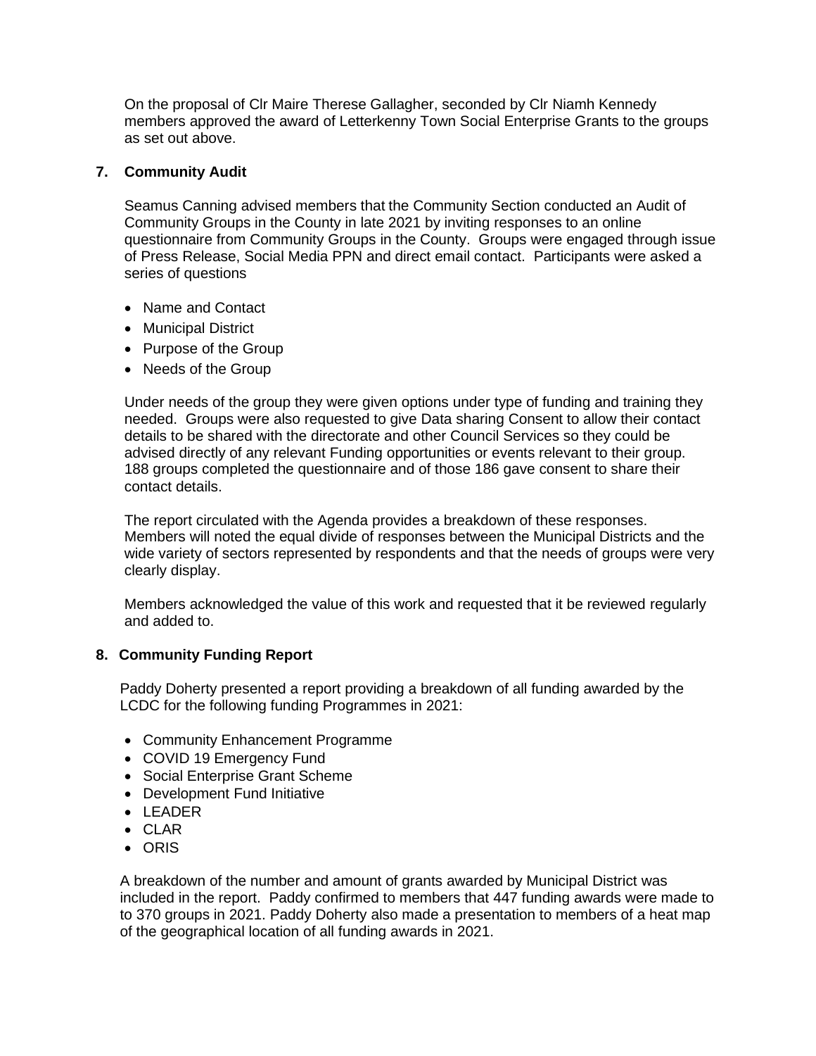On the proposal of Clr Maire Therese Gallagher, seconded by Clr Niamh Kennedy members approved the award of Letterkenny Town Social Enterprise Grants to the groups as set out above.

**7. Community Audit**

Seamus Canning advised members that the Community Section conducted an Audit of Community Groups in the County in late 2021 by inviting responses to an online questionnaire from Community Groups in the County. Groups were engaged through issue of Press Release, Social Media PPN and direct email contact. Participants were asked a series of questions

- Name and Contact
- Municipal District
- Purpose of the Group
- Needs of the Group

Under needs of the group they were given options under type of funding and training they needed. Groups were also requested to give Data sharing Consent to allow their contact details to be shared with the directorate and other Council Services so they could be advised directly of any relevant Funding opportunities or events relevant to their group. 188 groups completed the questionnaire and of those 186 gave consent to share their contact details.

The report circulated with the Agenda provides a breakdown of these responses. Members will noted the equal divide of responses between the Municipal Districts and the wide variety of sectors represented by respondents and that the needs of groups were very clearly display.

Members acknowledged the value of this work and requested that it be reviewed regularly and added to.

**8. Community Funding Report**

Paddy Doherty presented a report providing a breakdown of all funding awarded by the LCDC for the following funding Programmes in 2021:

- Community Enhancement Programme
- COVID 19 Emergency Fund
- Social Enterprise Grant Scheme
- Development Fund Initiative
- LEADER
- CLAR
- ORIS

A breakdown of the number and amount of grants awarded by Municipal District was included in the report. Paddy confirmed to members that 447 funding awards were made to to 370 groups in 2021. Paddy Doherty also made a presentation to members of a heat map of the geographical location of all funding awards in 2021.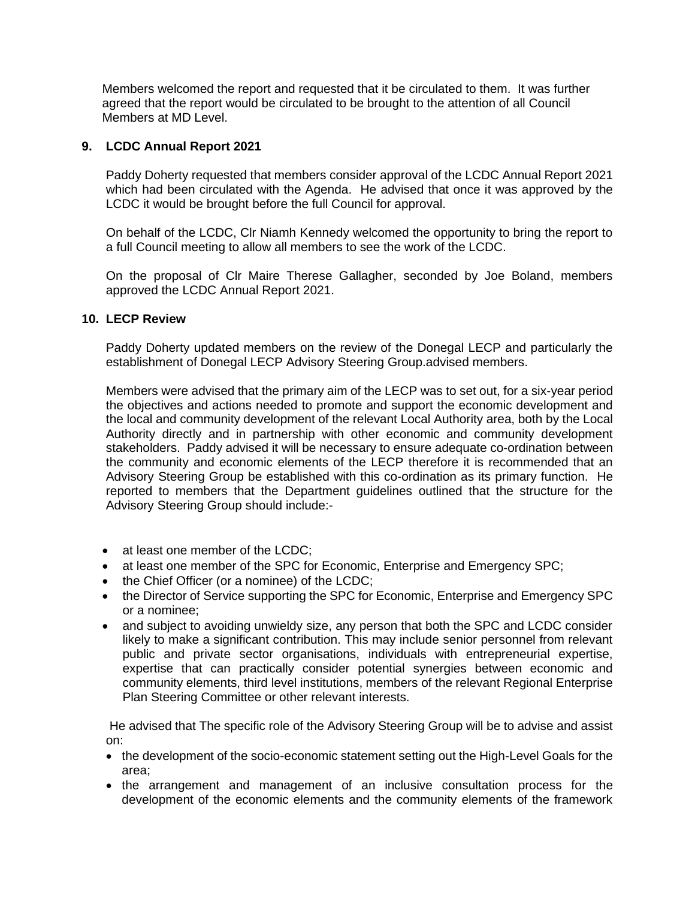Members welcomed the report and requested that it be circulated to them. It was further agreed that the report would be circulated to be brought to the attention of all Council Members at MD Level.

## 9. LCDC Annual Report 2021

Paddy Doherty requested that members consider approval of the LCDC Annual Report 2021 which had been circulated with the Agenda. He advised that once it was approved by the LCDC it would be brought before the full Council for approval.

On behalf of the LCDC, Clr Niamh Kennedy welcomed the opportunity to bring the report to a full Council meeting to allow all members to see the work of the LCDC.

On the proposal of Clr Maire Therese Gallagher, seconded by Joe Boland, members approved the LCDC Annual Report 2021.

## 10. LECP Review

Paddy Doherty updated members on the review of the Donegal LECP and particularly the establishment of Donegal LECP Advisory Steering Group.advised members.

Members were advised that the primary aim of the LECP was to set out, for a six-year period the objectives and actions needed to promote and support the economic development and the local and community development of the relevant Local Authority area, both by the Local Authority directly and in partnership with other economic and community development stakeholders. Paddy advised it will be necessary to ensure adequate co-ordination between the community and economic elements of the LECP therefore it is recommended that an Advisory Steering Group be established with this co-ordination as its primary function. He reported to members that the Department guidelines outlined that the structure for the Advisory Steering Group should include:-

- at least one member of the LCDC;
- at least one member of the SPC for Economic, Enterprise and Emergency SPC;
- the Chief Officer (or a nominee) of the LCDC;
- the Director of Service supporting the SPC for Economic, Enterprise and Emergency SPC or a nominee;
- and subject to avoiding unwieldy size, any person that both the SPC and LCDC consider likely to make a significant contribution. This may include senior personnel from relevant public and private sector organisations, individuals with entrepreneurial expertise, expertise that can practically consider potential synergies between economic and community elements, third level institutions, members of the relevant Regional Enterprise Plan Steering Committee or other relevant interests.

He advised that The specific role of the Advisory Steering Group will be to advise and assist on:

- the development of the socio-economic statement setting out the High-Level Goals for the area;
- the arrangement and management of an inclusive consultation process for the development of the economic elements and the community elements of the framework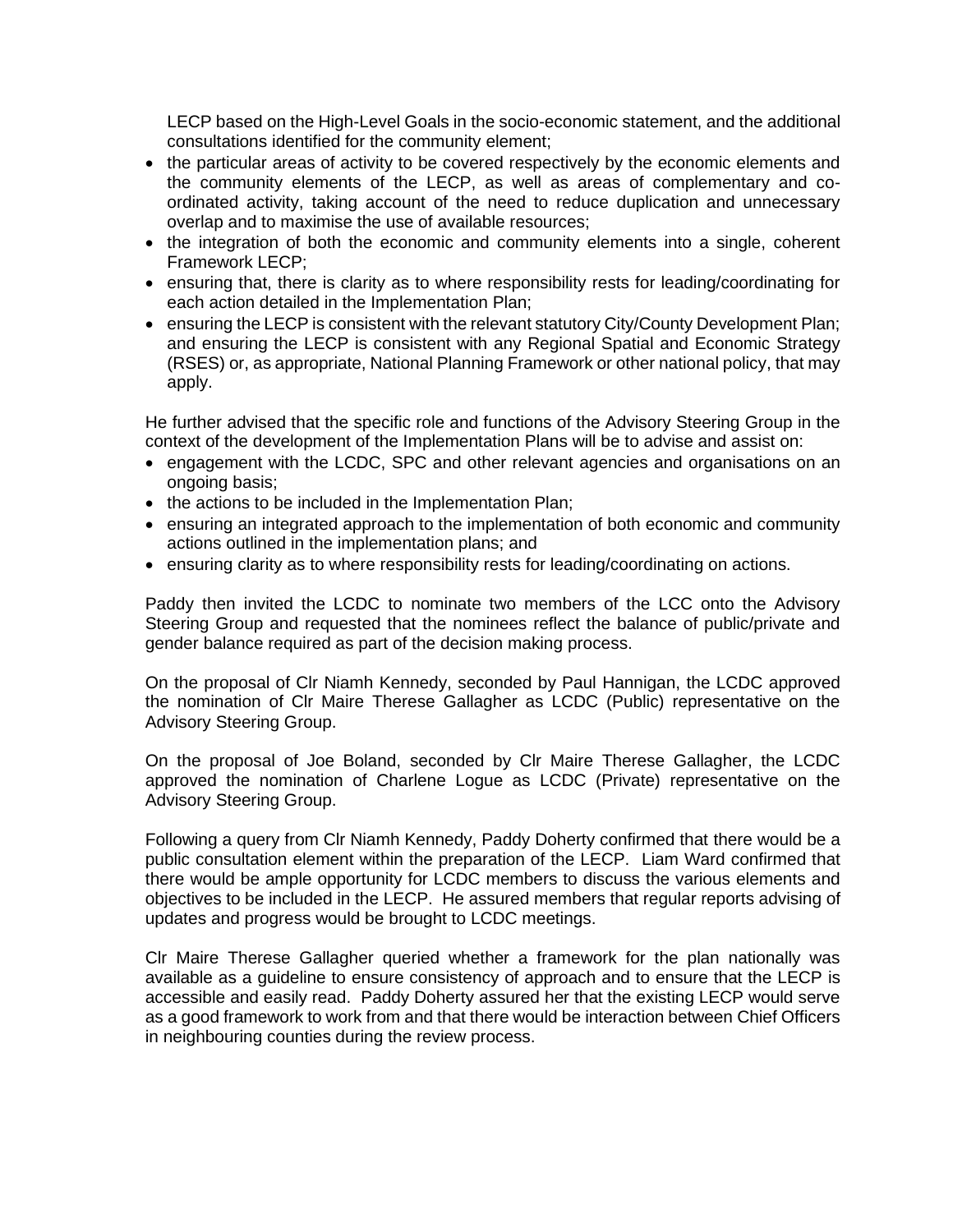LECP based on the High-Level Goals in the socio-economic statement, and the additional consultations identified for the community element;

- the particular areas of activity to be covered respectively by the economic elements and the community elements of the LECP, as well as areas of complementary and co-ordinated activity, taking account of the need to reduce duplication and unnecessary overlap and to maximise the use of available resources;
- the integration of both the economic and community elements into a single, coherent Framework LECP;
- ensuring that, there is clarity as to where responsibility rests for leading/coordinating for each action detailed in the Implementation Plan;
- ensuring the LECP is consistent with the relevant statutory City/County Development Plan; and ensuring the LECP is consistent with any Regional Spatial and Economic Strategy (RSES) or, as appropriate, National Planning Framework or other national policy, that may apply.

He further advised that the specific role and functions of the Advisory Steering Group in the context of the development of the Implementation Plans will be to advise and assist on:

- engagement with the LCDC, SPC and other relevant agencies and organisations on an ongoing basis;
- the actions to be included in the Implementation Plan;
- ensuring an integrated approach to the implementation of both economic and community actions outlined in the implementation plans; and
- ensuring clarity as to where responsibility rests for leading/coordinating on actions.

Paddy then invited the LCDC to nominate two members of the LCC onto the Advisory Steering Group and requested that the nominees reflect the balance of public/private and gender balance required as part of the decision making process.

On the proposal of Clr Niamh Kennedy, seconded by Paul Hannigan, the LCDC approved the nomination of Clr Maire Therese Gallagher as LCDC (Public) representative on the Advisory Steering Group.

On the proposal of Joe Boland, seconded by Clr Maire Therese Gallagher, the LCDC approved the nomination of Charlene Logue as LCDC (Private) representative on the Advisory Steering Group.

Following a query from Clr Niamh Kennedy, Paddy Doherty confirmed that there would be a public consultation element within the preparation of the LECP. Liam Ward confirmed that there would be ample opportunity for LCDC members to discuss the various elements and objectives to be included in the LECP. He assured members that regular reports advising of updates and progress would be brought to LCDC meetings.

Clr Maire Therese Gallagher queried whether a framework for the plan nationally was available as a guideline to ensure consistency of approach and to ensure that the LECP is accessible and easily read. Paddy Doherty assured her that the existing LECP would serve as a good framework to work from and that there would be interaction between Chief Officers in neighbouring counties during the review process.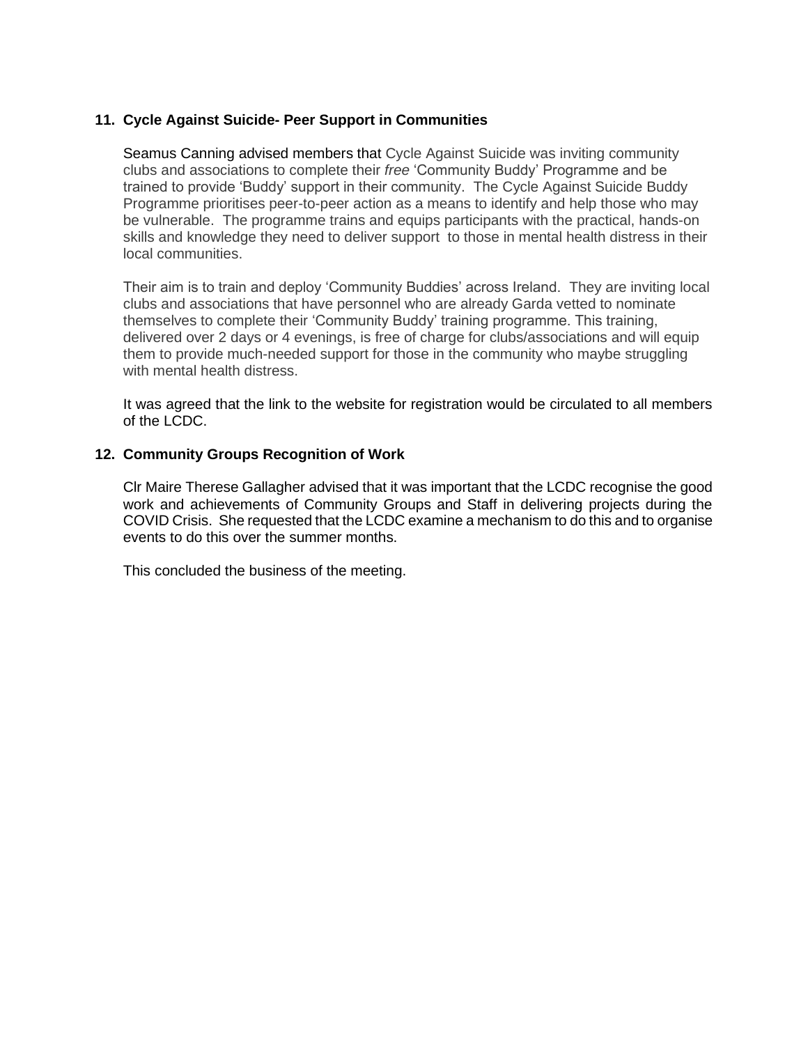## 11. Cycle Against Suicide- Peer Support in Communities

Seamus Canning advised members that Cycle Against Suicide was inviting community clubs and associations to complete their *free* 'Community Buddy' Programme and be trained to provide 'Buddy' support in their community. The Cycle Against Suicide Buddy Programme prioritises peer-to-peer action as a means to identify and help those who may be vulnerable. The programme trains and equips participants with the practical, hands-on skills and knowledge they need to deliver support to those in mental health distress in their local communities.

Their aim is to train and deploy 'Community Buddies' across Ireland. They are inviting local clubs and associations that have personnel who are already Garda vetted to nominate themselves to complete their 'Community Buddy' training programme. This training, delivered over 2 days or 4 evenings, is free of charge for clubs/associations and will equip them to provide much-needed support for those in the community who maybe struggling with mental health distress.

It was agreed that the link to the website for registration would be circulated to all members of the LCDC.

## 12. Community Groups Recognition of Work

Clr Maire Therese Gallagher advised that it was important that the LCDC recognise the good work and achievements of Community Groups and Staff in delivering projects during the COVID Crisis. She requested that the LCDC examine a mechanism to do this and to organise events to do this over the summer months.

This concluded the business of the meeting.